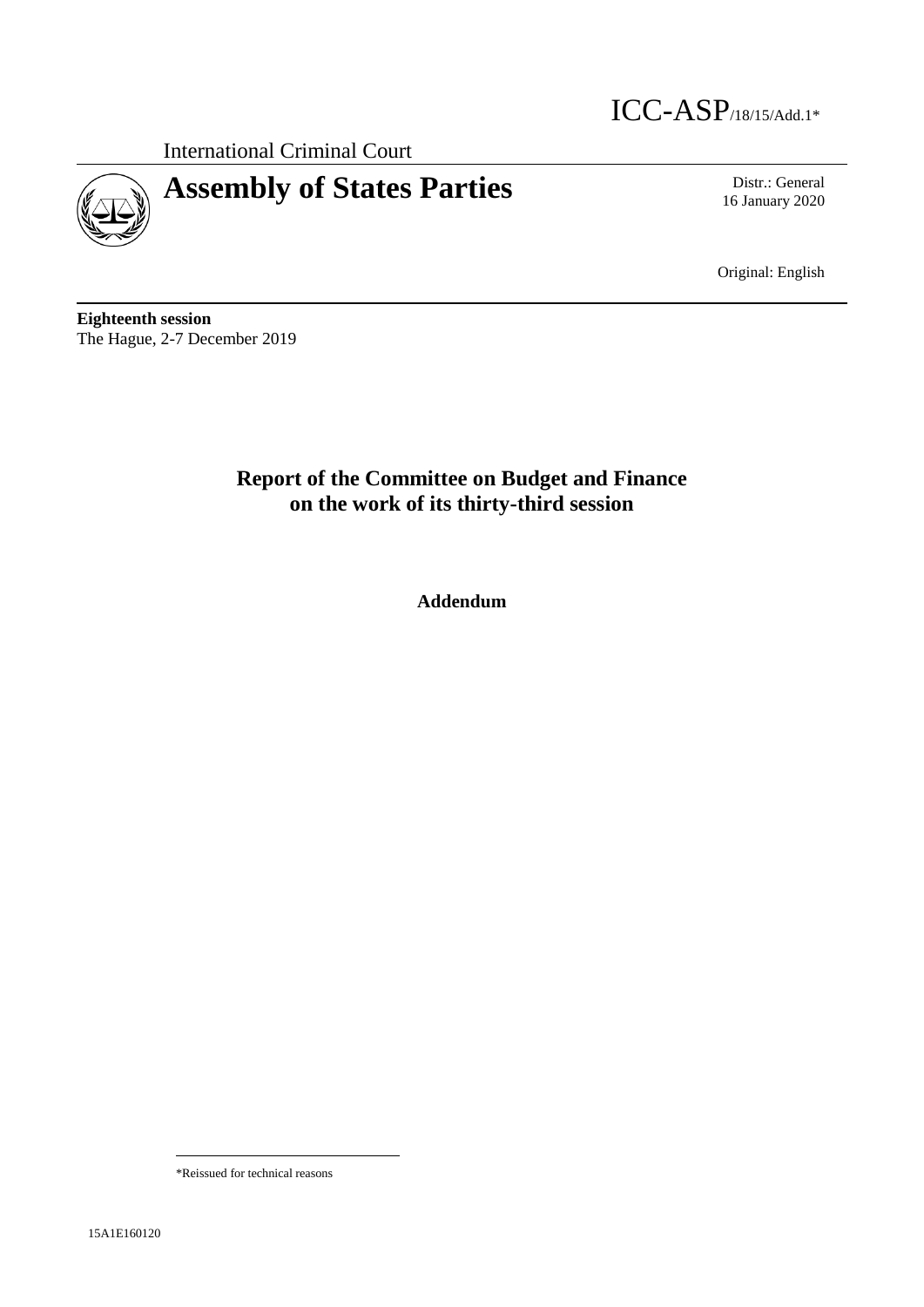ICC-ASP/18/15/Add.1*

International Criminal Court

# Assembly of States Parties

Distr.: General
16 January 2020

Original: English

**Eighteenth session**
The Hague, 2-7 December 2019

## Report of the Committee on Budget and Finance on the work of its thirty-third session

**Addendum**

*Reissued for technical reasons

15A1E160120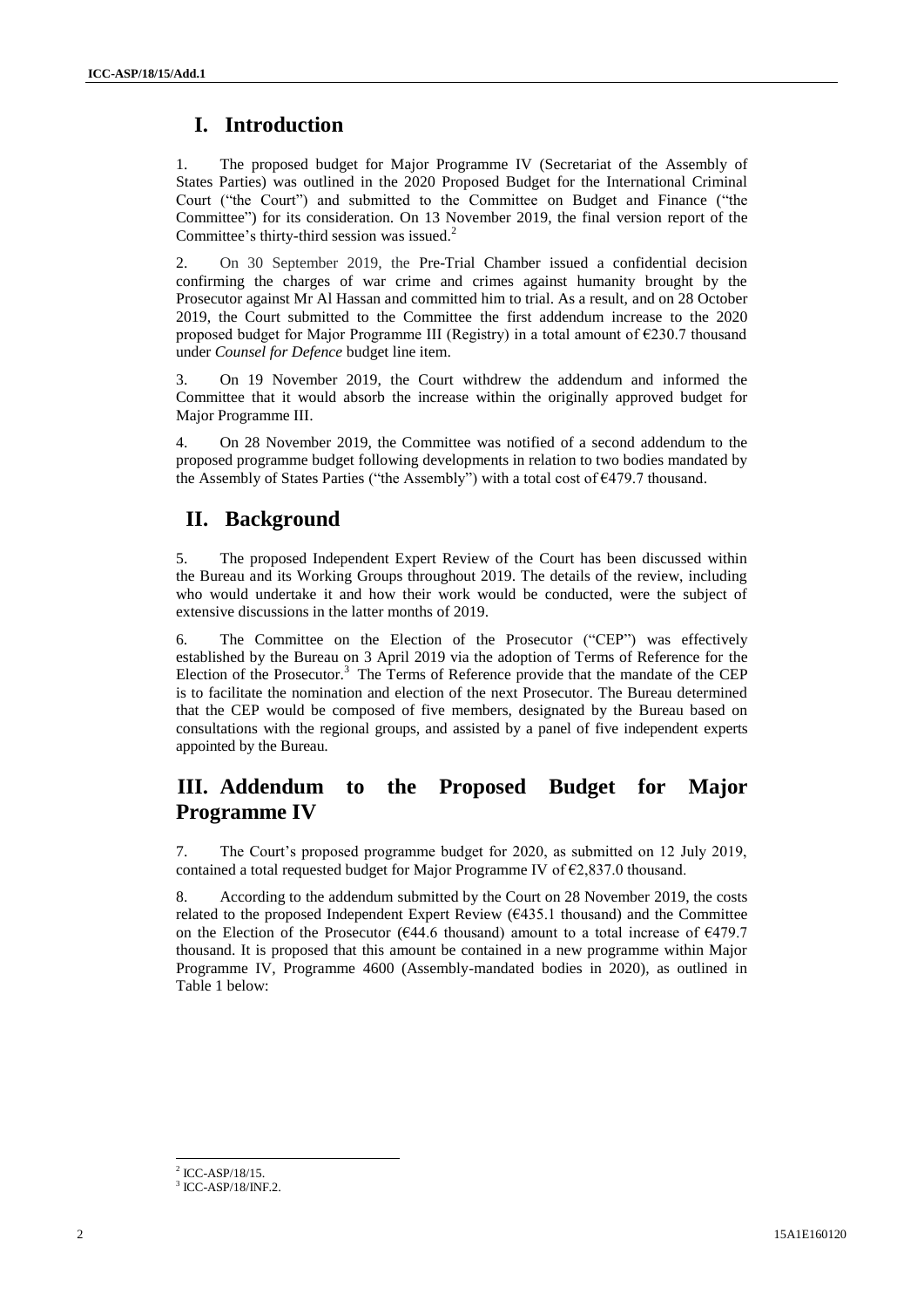## I. Introduction

1. The proposed budget for Major Programme IV (Secretariat of the Assembly of States Parties) was outlined in the 2020 Proposed Budget for the International Criminal Court ("the Court") and submitted to the Committee on Budget and Finance ("the Committee") for its consideration. On 13 November 2019, the final version report of the Committee's thirty-third session was issued.[2]

2. On 30 September 2019, the Pre-Trial Chamber issued a confidential decision confirming the charges of war crime and crimes against humanity brought by the Prosecutor against Mr Al Hassan and committed him to trial. As a result, and on 28 October 2019, the Court submitted to the Committee the first addendum increase to the 2020 proposed budget for Major Programme III (Registry) in a total amount of €230.7 thousand under *Counsel for Defence* budget line item.

3. On 19 November 2019, the Court withdrew the addendum and informed the Committee that it would absorb the increase within the originally approved budget for Major Programme III.

4. On 28 November 2019, the Committee was notified of a second addendum to the proposed programme budget following developments in relation to two bodies mandated by the Assembly of States Parties ("the Assembly") with a total cost of €479.7 thousand.

## II. Background

5. The proposed Independent Expert Review of the Court has been discussed within the Bureau and its Working Groups throughout 2019. The details of the review, including who would undertake it and how their work would be conducted, were the subject of extensive discussions in the latter months of 2019.

6. The Committee on the Election of the Prosecutor ("CEP") was effectively established by the Bureau on 3 April 2019 via the adoption of Terms of Reference for the Election of the Prosecutor.[3] The Terms of Reference provide that the mandate of the CEP is to facilitate the nomination and election of the next Prosecutor. The Bureau determined that the CEP would be composed of five members, designated by the Bureau based on consultations with the regional groups, and assisted by a panel of five independent experts appointed by the Bureau.

## III. Addendum to the Proposed Budget for Major Programme IV

7. The Court's proposed programme budget for 2020, as submitted on 12 July 2019, contained a total requested budget for Major Programme IV of €2,837.0 thousand.

8. According to the addendum submitted by the Court on 28 November 2019, the costs related to the proposed Independent Expert Review (€435.1 thousand) and the Committee on the Election of the Prosecutor (€44.6 thousand) amount to a total increase of €479.7 thousand. It is proposed that this amount be contained in a new programme within Major Programme IV, Programme 4600 (Assembly-mandated bodies in 2020), as outlined in Table 1 below:

---

[2] ICC-ASP/18/15.

[3] ICC-ASP/18/INF.2.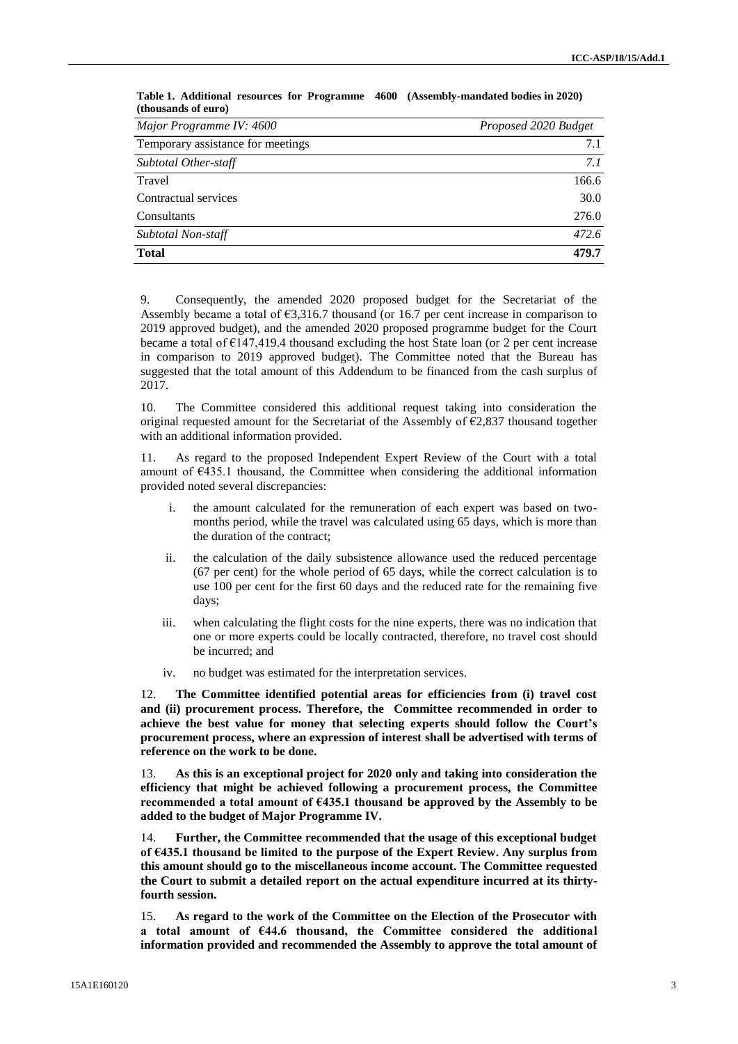**Table 1. Additional resources for Programme 4600 (Assembly-mandated bodies in 2020) (thousands of euro)**

| *Major Programme IV: 4600* | *Proposed 2020 Budget* |
|---|---|
| Temporary assistance for meetings | 7.1 |
| *Subtotal Other-staff* | *7.1* |
| Travel | 166.6 |
| Contractual services | 30.0 |
| Consultants | 276.0 |
| *Subtotal Non-staff* | *472.6* |
| **Total** | **479.7** |

9. Consequently, the amended 2020 proposed budget for the Secretariat of the Assembly became a total of €3,316.7 thousand (or 16.7 per cent increase in comparison to 2019 approved budget), and the amended 2020 proposed programme budget for the Court became a total of €147,419.4 thousand excluding the host State loan (or 2 per cent increase in comparison to 2019 approved budget). The Committee noted that the Bureau has suggested that the total amount of this Addendum to be financed from the cash surplus of 2017.

10. The Committee considered this additional request taking into consideration the original requested amount for the Secretariat of the Assembly of €2,837 thousand together with an additional information provided.

11. As regard to the proposed Independent Expert Review of the Court with a total amount of €435.1 thousand, the Committee when considering the additional information provided noted several discrepancies:

i. the amount calculated for the remuneration of each expert was based on two-months period, while the travel was calculated using 65 days, which is more than the duration of the contract;

ii. the calculation of the daily subsistence allowance used the reduced percentage (67 per cent) for the whole period of 65 days, while the correct calculation is to use 100 per cent for the first 60 days and the reduced rate for the remaining five days;

iii. when calculating the flight costs for the nine experts, there was no indication that one or more experts could be locally contracted, therefore, no travel cost should be incurred; and

iv. no budget was estimated for the interpretation services.

12. **The Committee identified potential areas for efficiencies from (i) travel cost and (ii) procurement process. Therefore, the Committee recommended in order to achieve the best value for money that selecting experts should follow the Court's procurement process, where an expression of interest shall be advertised with terms of reference on the work to be done.**

13. **As this is an exceptional project for 2020 only and taking into consideration the efficiency that might be achieved following a procurement process, the Committee recommended a total amount of €435.1 thousand be approved by the Assembly to be added to the budget of Major Programme IV.**

14. **Further, the Committee recommended that the usage of this exceptional budget of €435.1 thousand be limited to the purpose of the Expert Review. Any surplus from this amount should go to the miscellaneous income account. The Committee requested the Court to submit a detailed report on the actual expenditure incurred at its thirty-fourth session.**

15. **As regard to the work of the Committee on the Election of the Prosecutor with a total amount of €44.6 thousand, the Committee considered the additional information provided and recommended the Assembly to approve the total amount of**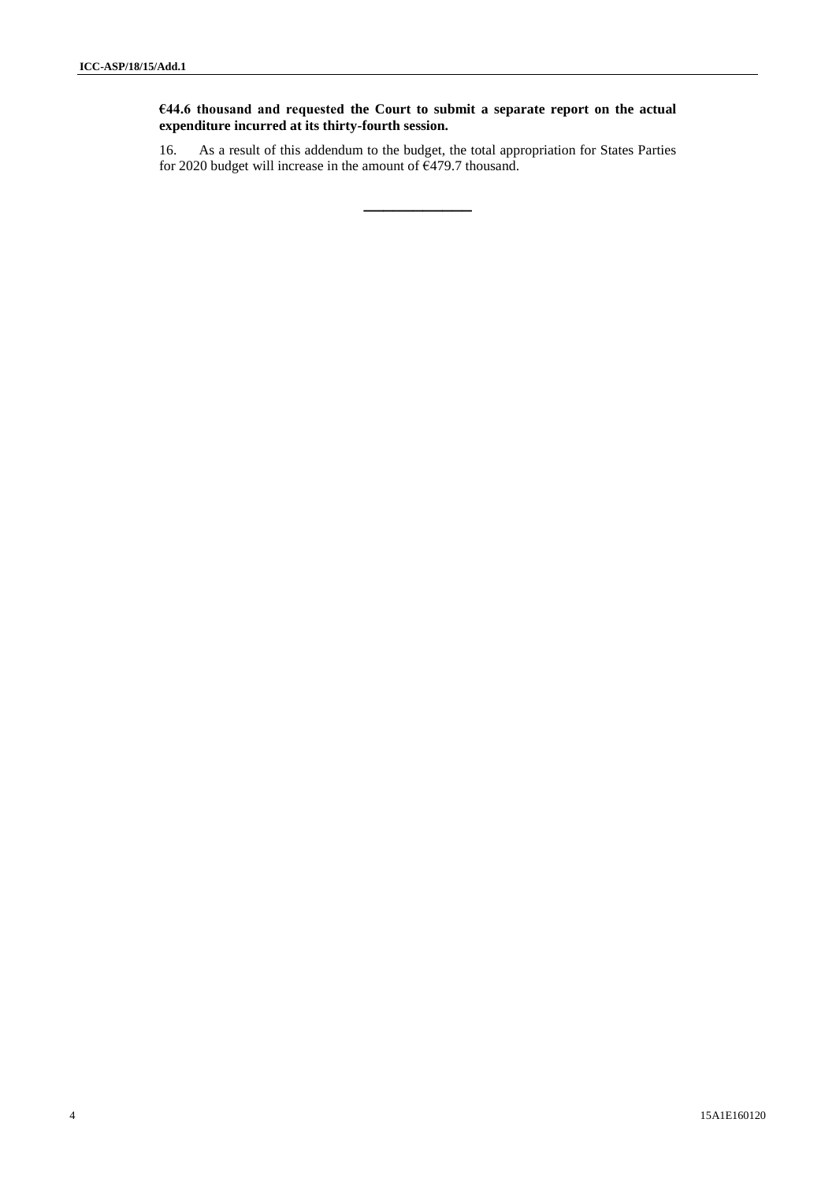**€44.6 thousand and requested the Court to submit a separate report on the actual expenditure incurred at its thirty-fourth session.**

16. As a result of this addendum to the budget, the total appropriation for States Parties for 2020 budget will increase in the amount of €479.7 thousand.

---